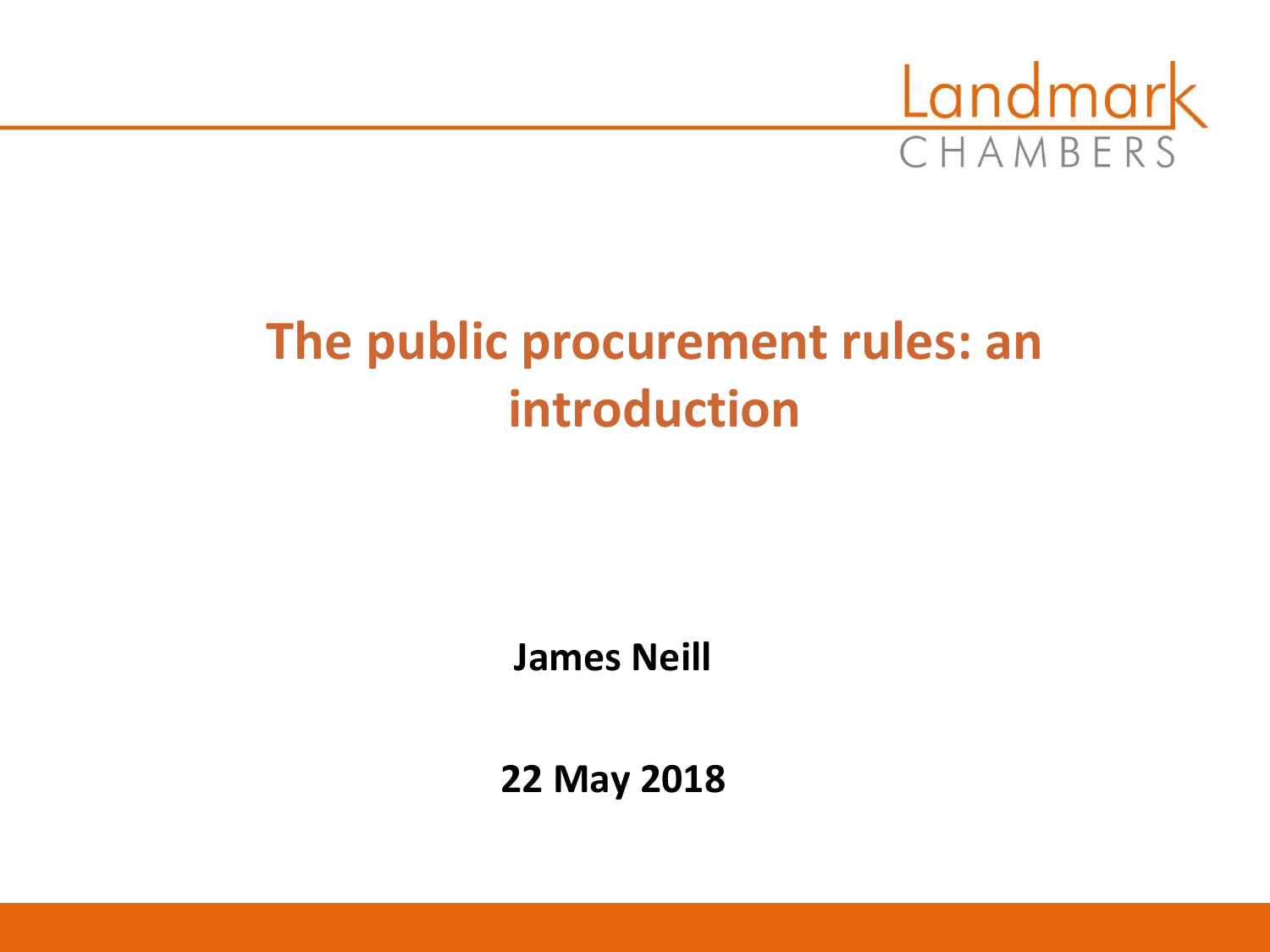Landmark CHAMBERS

# The public procurement rules: an introduction

**James Neill**

**22 May 2018**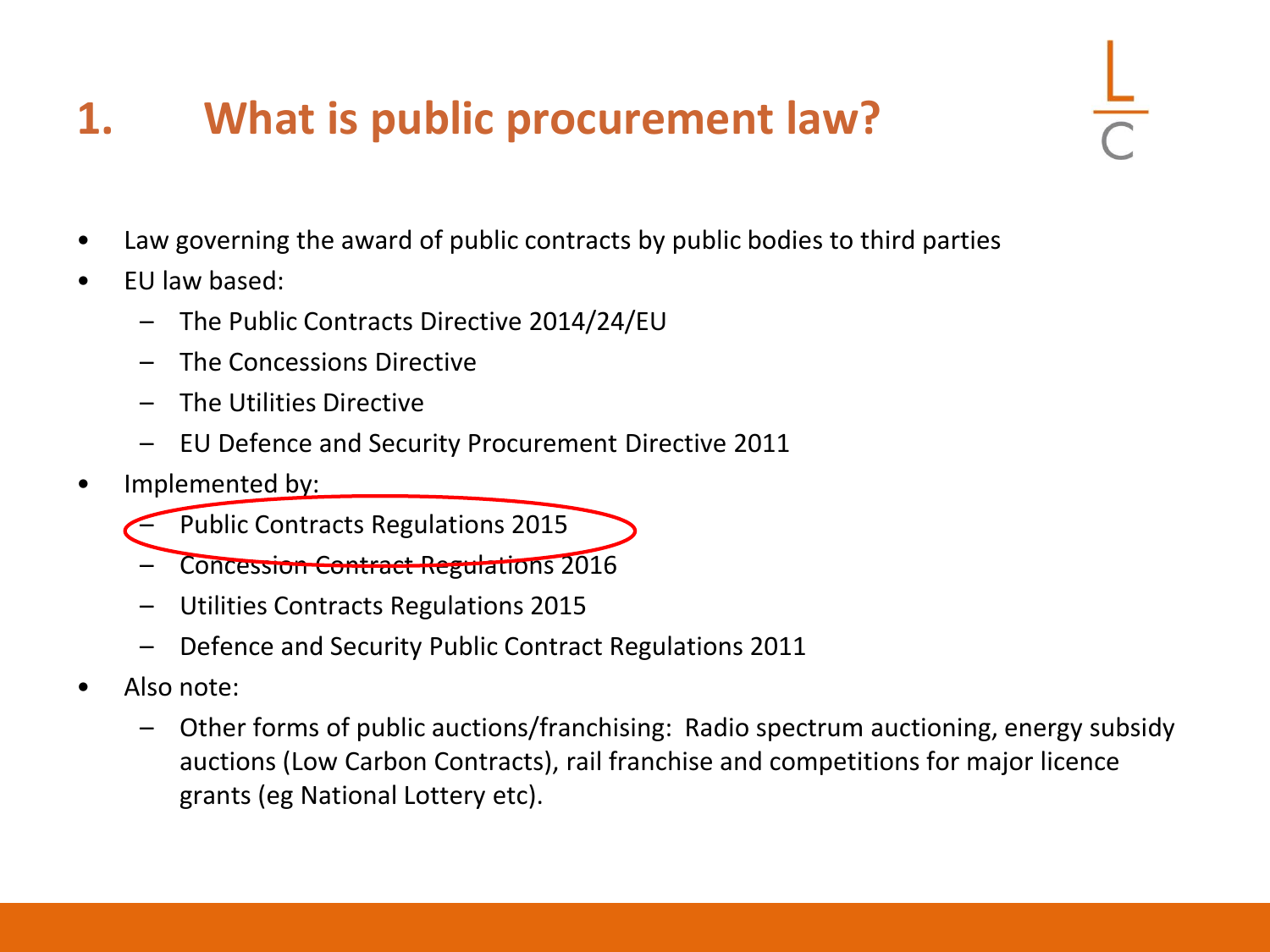# 1. What is public procurement law?

- Law governing the award of public contracts by public bodies to third parties
- EU law based:
  - The Public Contracts Directive 2014/24/EU
  - The Concessions Directive
  - The Utilities Directive
  - EU Defence and Security Procurement Directive 2011
- Implemented by:
  - Public Contracts Regulations 2015
  - Concession Contract Regulations 2016
  - Utilities Contracts Regulations 2015
  - Defence and Security Public Contract Regulations 2011
- Also note:
  - Other forms of public auctions/franchising: Radio spectrum auctioning, energy subsidy auctions (Low Carbon Contracts), rail franchise and competitions for major licence grants (eg National Lottery etc).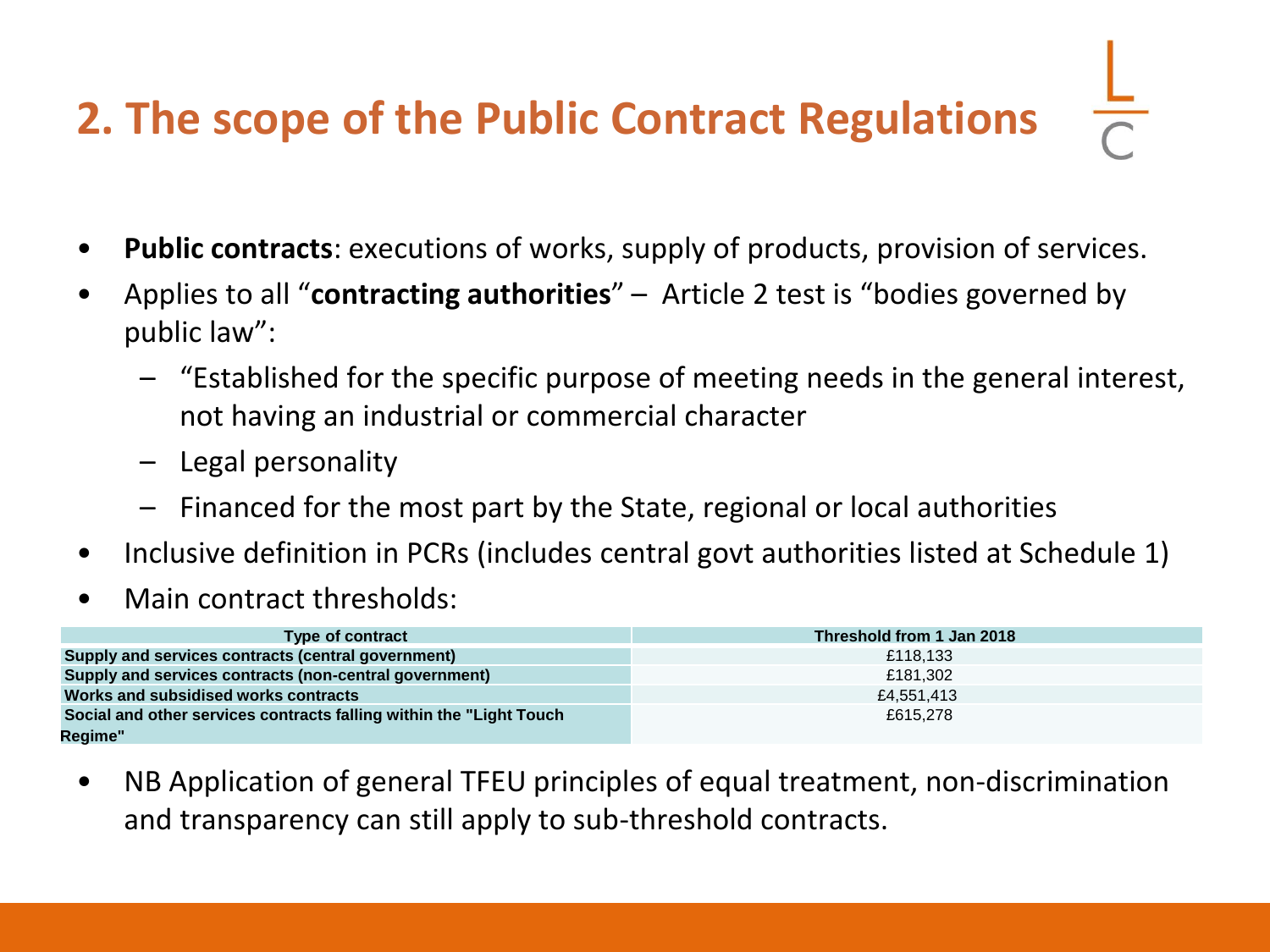# 2. The scope of the Public Contract Regulations

- **Public contracts**: executions of works, supply of products, provision of services.
- Applies to all "**contracting authorities**" – Article 2 test is "bodies governed by public law":
  - "Established for the specific purpose of meeting needs in the general interest, not having an industrial or commercial character
  - Legal personality
  - Financed for the most part by the State, regional or local authorities
- Inclusive definition in PCRs (includes central govt authorities listed at Schedule 1)
- Main contract thresholds:

| Type of contract | Threshold from 1 Jan 2018 |
|---|---|
| **Supply and services contracts (central government)** | £118,133 |
| **Supply and services contracts (non-central government)** | £181,302 |
| **Works and subsidised works contracts** | £4,551,413 |
| **Social and other services contracts falling within the "Light Touch Regime"** | £615,278 |

- NB Application of general TFEU principles of equal treatment, non-discrimination and transparency can still apply to sub-threshold contracts.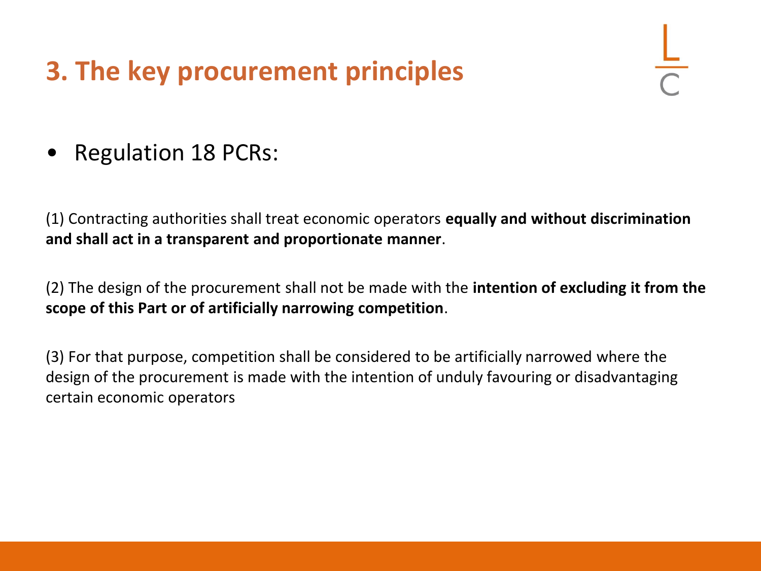# 3. The key procurement principles

- Regulation 18 PCRs:

(1) Contracting authorities shall treat economic operators **equally and without discrimination and shall act in a transparent and proportionate manner**.

(2) The design of the procurement shall not be made with the **intention of excluding it from the scope of this Part or of artificially narrowing competition**.

(3) For that purpose, competition shall be considered to be artificially narrowed where the design of the procurement is made with the intention of unduly favouring or disadvantaging certain economic operators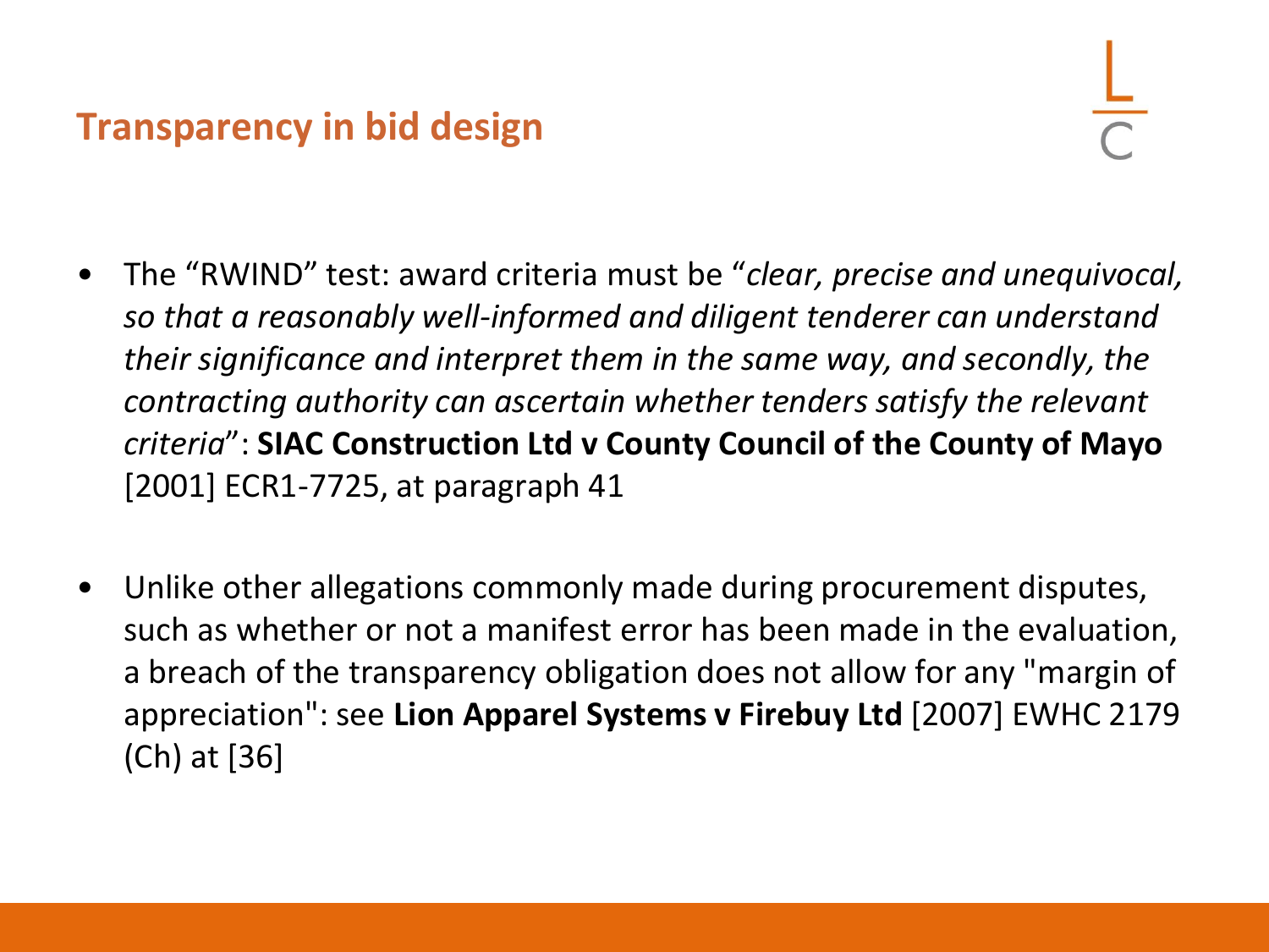## Transparency in bid design

- The "RWIND" test: award criteria must be "*clear, precise and unequivocal, so that a reasonably well-informed and diligent tenderer can understand their significance and interpret them in the same way, and secondly, the contracting authority can ascertain whether tenders satisfy the relevant criteria*": **SIAC Construction Ltd v County Council of the County of Mayo** [2001] ECR1-7725, at paragraph 41

- Unlike other allegations commonly made during procurement disputes, such as whether or not a manifest error has been made in the evaluation, a breach of the transparency obligation does not allow for any "margin of appreciation": see **Lion Apparel Systems v Firebuy Ltd** [2007] EWHC 2179 (Ch) at [36]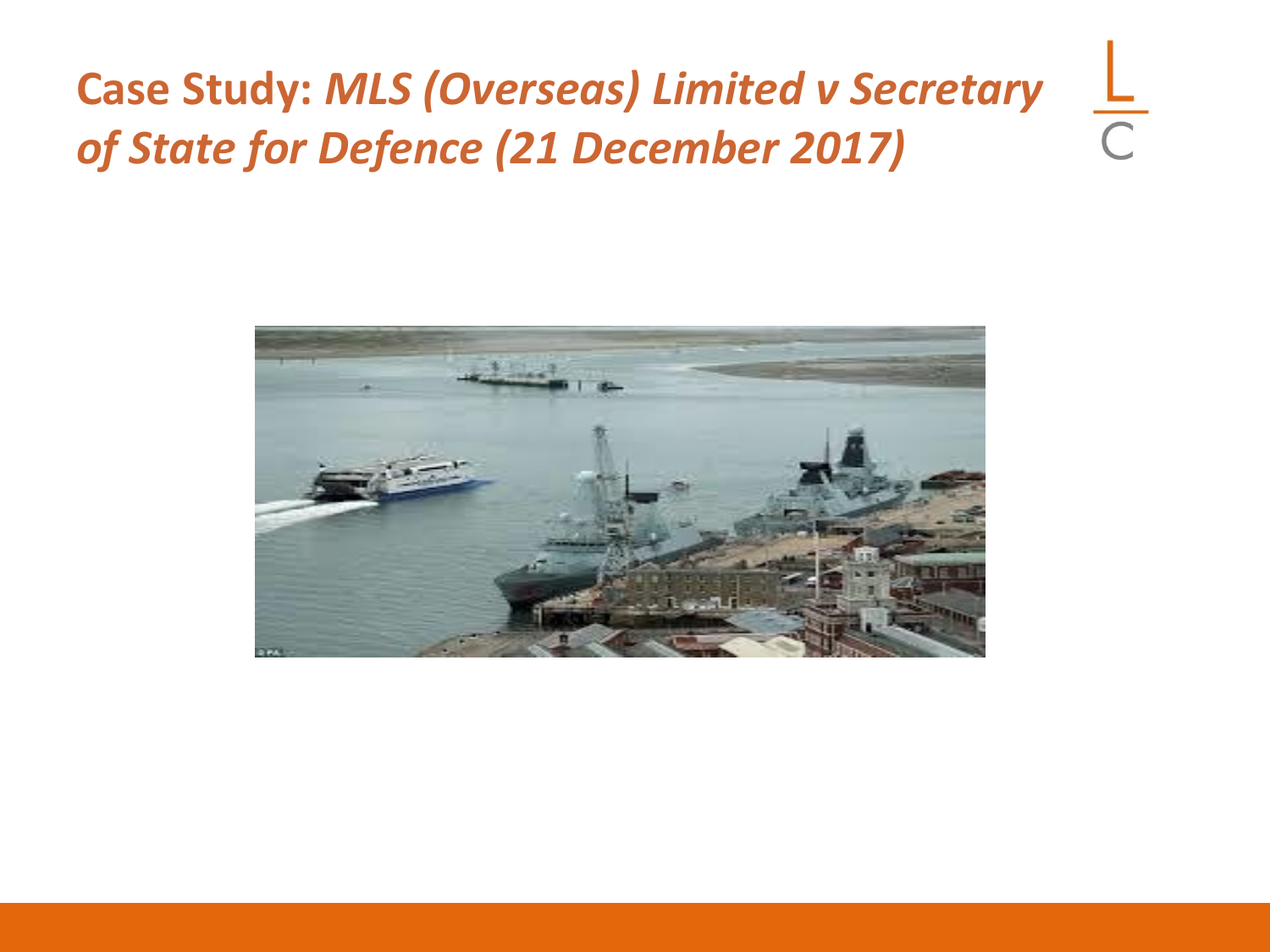# Case Study: *MLS (Overseas) Limited v Secretary of State for Defence (21 December 2017)*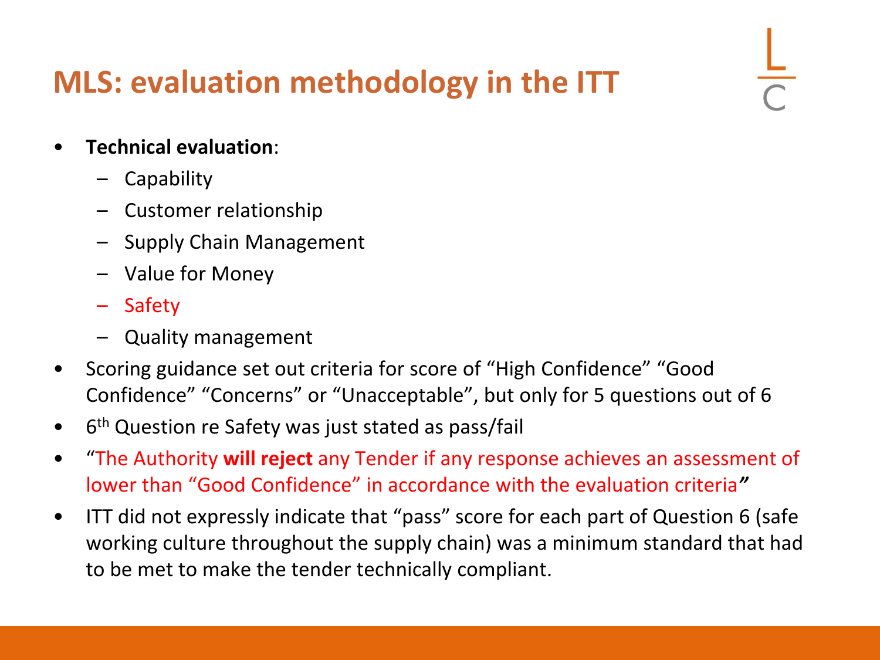# MLS: evaluation methodology in the ITT

- **Technical evaluation**:
  - Capability
  - Customer relationship
  - Supply Chain Management
  - Value for Money
  - Safety
  - Quality management
- Scoring guidance set out criteria for score of "High Confidence" "Good Confidence" "Concerns" or "Unacceptable", but only for 5 questions out of 6
- 6th Question re Safety was just stated as pass/fail
- "The Authority **will reject** any Tender if any response achieves an assessment of lower than "Good Confidence" in accordance with the evaluation criteria*"*
- ITT did not expressly indicate that "pass" score for each part of Question 6 (safe working culture throughout the supply chain) was a minimum standard that had to be met to make the tender technically compliant.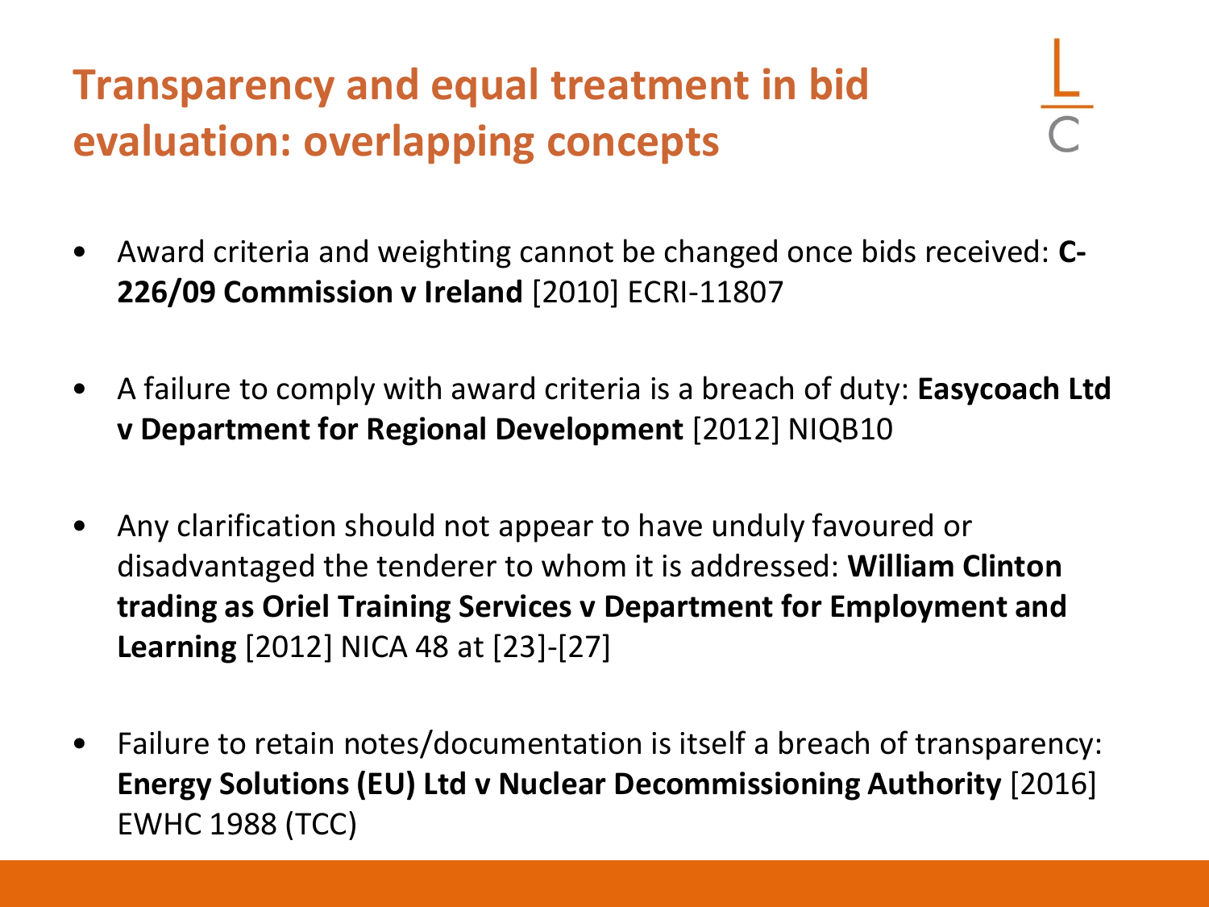# Transparency and equal treatment in bid evaluation: overlapping concepts

- Award criteria and weighting cannot be changed once bids received: **C-226/09 Commission v Ireland** [2010] ECRI-11807
- A failure to comply with award criteria is a breach of duty: **Easycoach Ltd v Department for Regional Development** [2012] NIQB10
- Any clarification should not appear to have unduly favoured or disadvantaged the tenderer to whom it is addressed: **William Clinton trading as Oriel Training Services v Department for Employment and Learning** [2012] NICA 48 at [23]-[27]
- Failure to retain notes/documentation is itself a breach of transparency: **Energy Solutions (EU) Ltd v Nuclear Decommissioning Authority** [2016] EWHC 1988 (TCC)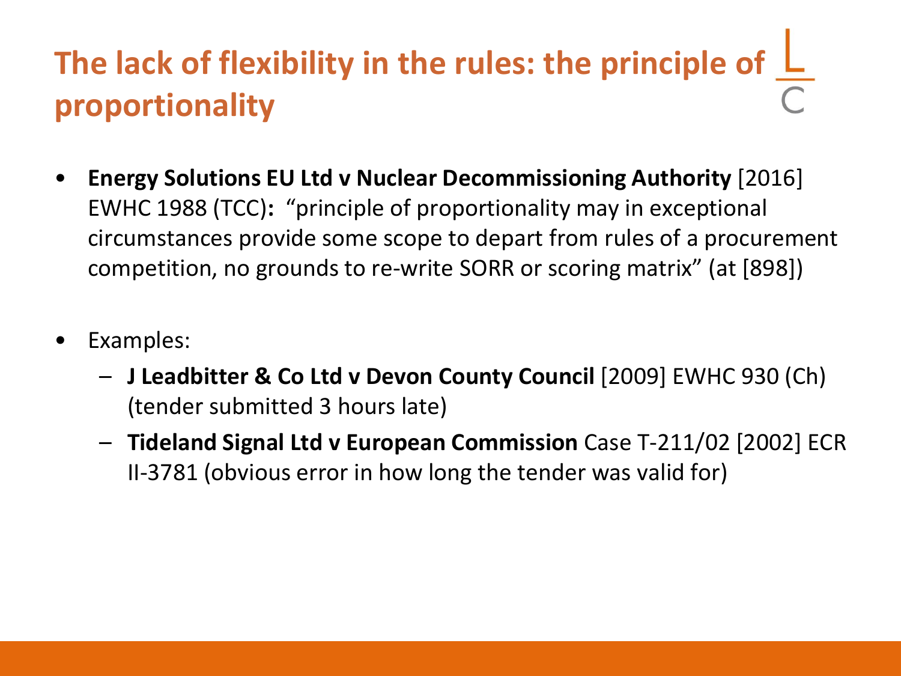# The lack of flexibility in the rules: the principle of proportionality

- **Energy Solutions EU Ltd v Nuclear Decommissioning Authority** [2016] EWHC 1988 (TCC)**:** "principle of proportionality may in exceptional circumstances provide some scope to depart from rules of a procurement competition, no grounds to re-write SORR or scoring matrix" (at [898])

- Examples:
  - **J Leadbitter & Co Ltd v Devon County Council** [2009] EWHC 930 (Ch) (tender submitted 3 hours late)
  - **Tideland Signal Ltd v European Commission** Case T-211/02 [2002] ECR II-3781 (obvious error in how long the tender was valid for)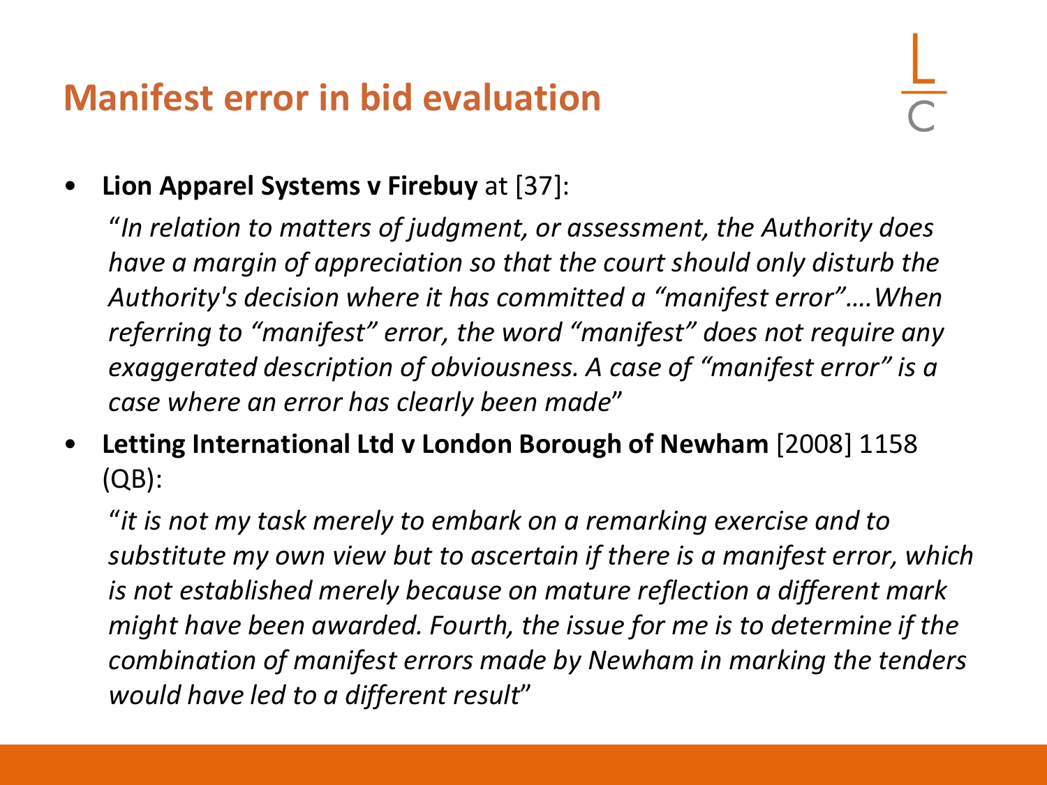# Manifest error in bid evaluation

- **Lion Apparel Systems v Firebuy** at [37]:

  "*In relation to matters of judgment, or assessment, the Authority does have a margin of appreciation so that the court should only disturb the Authority's decision where it has committed a "manifest error"….When referring to "manifest" error, the word "manifest" does not require any exaggerated description of obviousness. A case of "manifest error" is a case where an error has clearly been made*"

- **Letting International Ltd v London Borough of Newham** [2008] 1158 (QB):

  "*it is not my task merely to embark on a remarking exercise and to substitute my own view but to ascertain if there is a manifest error, which is not established merely because on mature reflection a different mark might have been awarded. Fourth, the issue for me is to determine if the combination of manifest errors made by Newham in marking the tenders would have led to a different result*"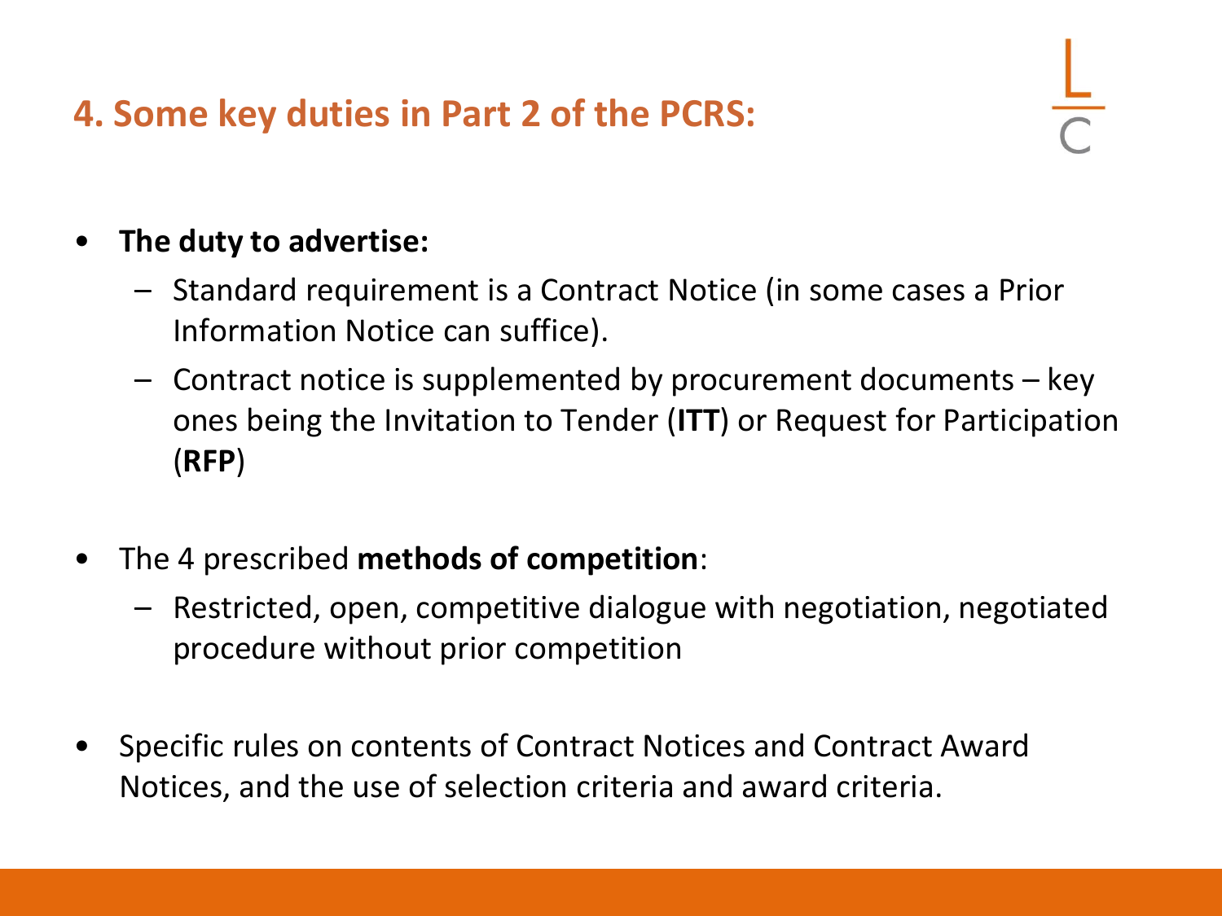## 4. Some key duties in Part 2 of the PCRS:

- **The duty to advertise:**
  - Standard requirement is a Contract Notice (in some cases a Prior Information Notice can suffice).
  - Contract notice is supplemented by procurement documents – key ones being the Invitation to Tender (**ITT**) or Request for Participation (**RFP**)

- The 4 prescribed **methods of competition**:
  - Restricted, open, competitive dialogue with negotiation, negotiated procedure without prior competition

- Specific rules on contents of Contract Notices and Contract Award Notices, and the use of selection criteria and award criteria.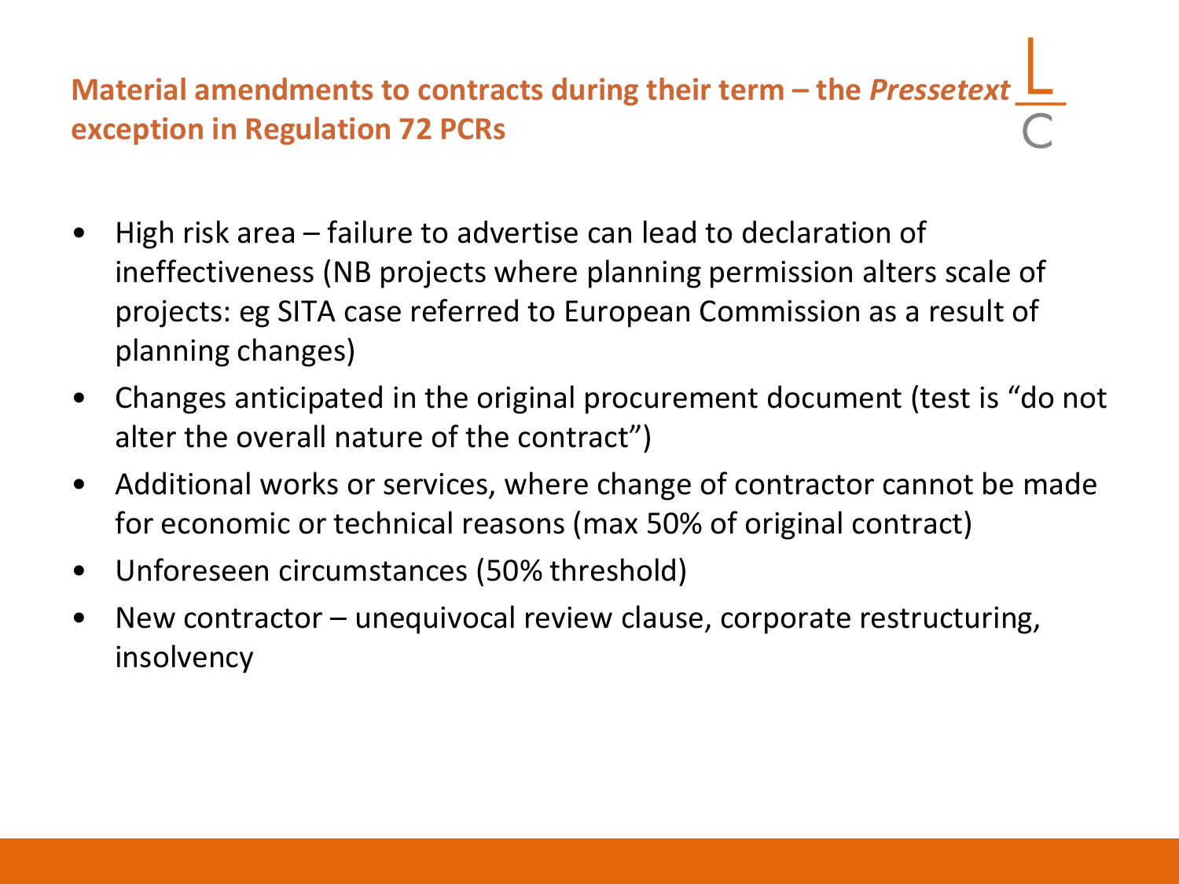## Material amendments to contracts during their term – the *Pressetext* exception in Regulation 72 PCRs

- High risk area – failure to advertise can lead to declaration of ineffectiveness (NB projects where planning permission alters scale of projects: eg SITA case referred to European Commission as a result of planning changes)
- Changes anticipated in the original procurement document (test is "do not alter the overall nature of the contract")
- Additional works or services, where change of contractor cannot be made for economic or technical reasons (max 50% of original contract)
- Unforeseen circumstances (50% threshold)
- New contractor – unequivocal review clause, corporate restructuring, insolvency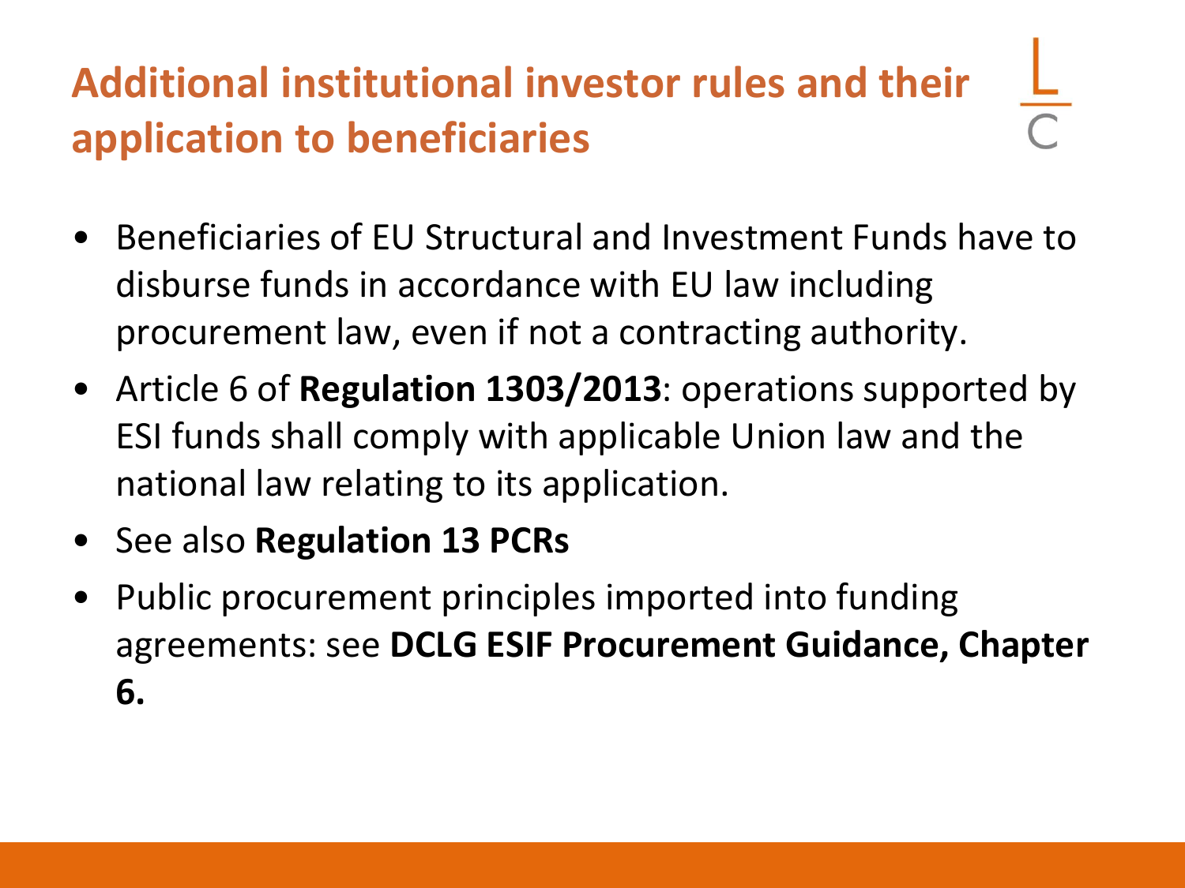## Additional institutional investor rules and their application to beneficiaries

- Beneficiaries of EU Structural and Investment Funds have to disburse funds in accordance with EU law including procurement law, even if not a contracting authority.
- Article 6 of **Regulation 1303/2013**: operations supported by ESI funds shall comply with applicable Union law and the national law relating to its application.
- See also **Regulation 13 PCRs**
- Public procurement principles imported into funding agreements: see **DCLG ESIF Procurement Guidance, Chapter 6.**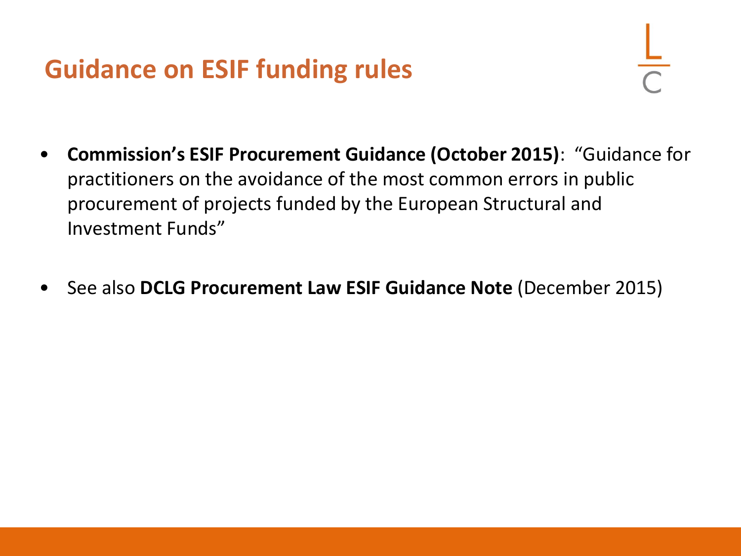# Guidance on ESIF funding rules

- **Commission's ESIF Procurement Guidance (October 2015)**: "Guidance for practitioners on the avoidance of the most common errors in public procurement of projects funded by the European Structural and Investment Funds"

- See also **DCLG Procurement Law ESIF Guidance Note** (December 2015)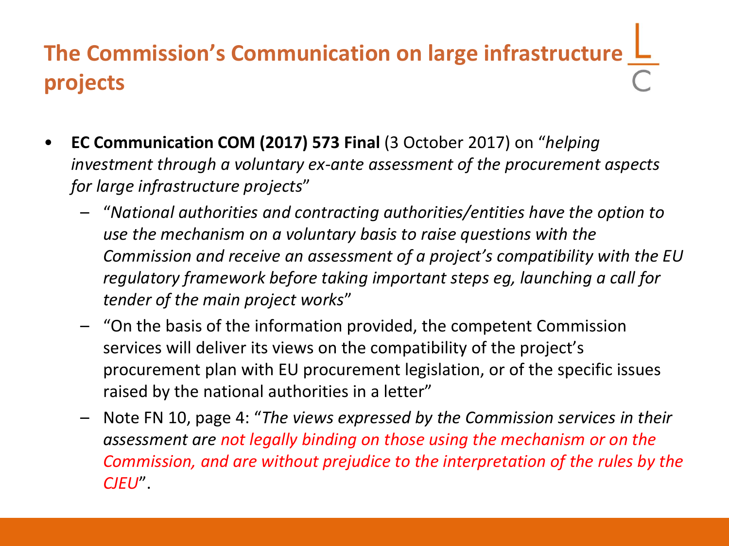# The Commission's Communication on large infrastructure projects

- **EC Communication COM (2017) 573 Final** (3 October 2017) on "*helping investment through a voluntary ex-ante assessment of the procurement aspects for large infrastructure projects*"
  - "*National authorities and contracting authorities/entities have the option to use the mechanism on a voluntary basis to raise questions with the Commission and receive an assessment of a project's compatibility with the EU regulatory framework before taking important steps eg, launching a call for tender of the main project works*"
  - "On the basis of the information provided, the competent Commission services will deliver its views on the compatibility of the project's procurement plan with EU procurement legislation, or of the specific issues raised by the national authorities in a letter"
  - Note FN 10, page 4: "*The views expressed by the Commission services in their assessment are not legally binding on those using the mechanism or on the Commission, and are without prejudice to the interpretation of the rules by the CJEU*".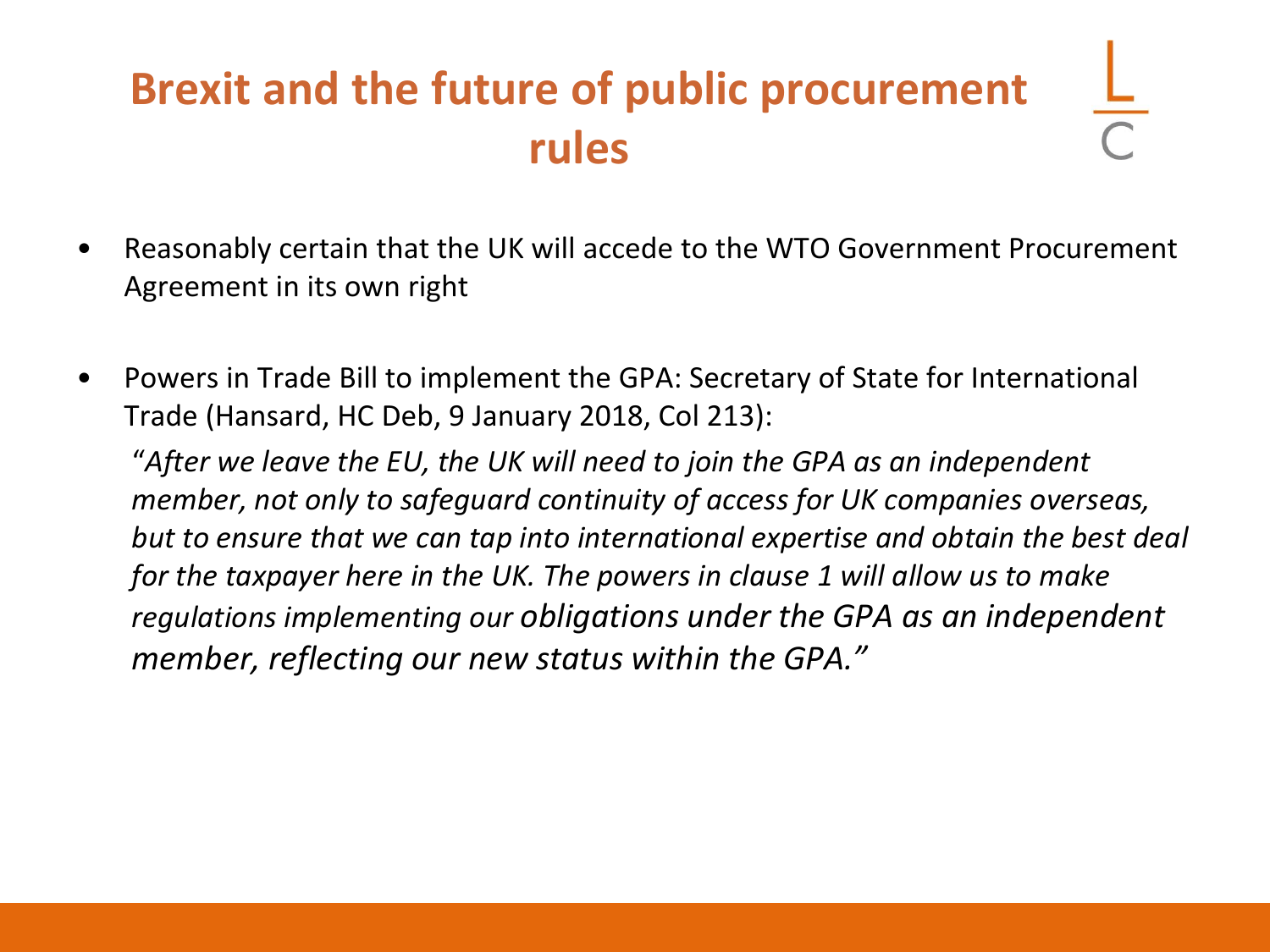# Brexit and the future of public procurement rules

- Reasonably certain that the UK will accede to the WTO Government Procurement Agreement in its own right

- Powers in Trade Bill to implement the GPA: Secretary of State for International Trade (Hansard, HC Deb, 9 January 2018, Col 213):

  "*After we leave the EU, the UK will need to join the GPA as an independent member, not only to safeguard continuity of access for UK companies overseas, but to ensure that we can tap into international expertise and obtain the best deal for the taxpayer here in the UK. The powers in clause 1 will allow us to make regulations implementing our obligations under the GPA as an independent member, reflecting our new status within the GPA.*"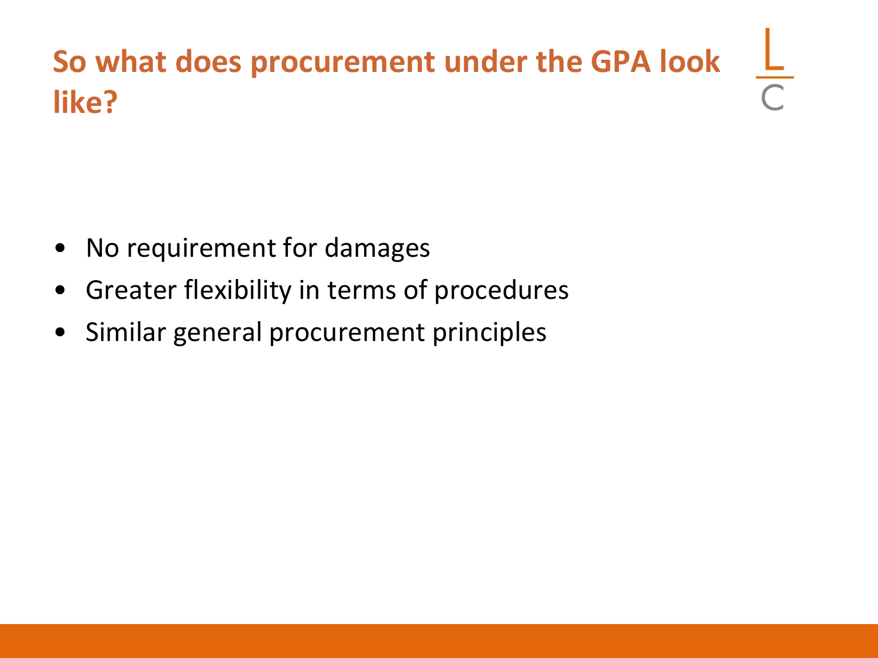# So what does procurement under the GPA look like?

- No requirement for damages
- Greater flexibility in terms of procedures
- Similar general procurement principles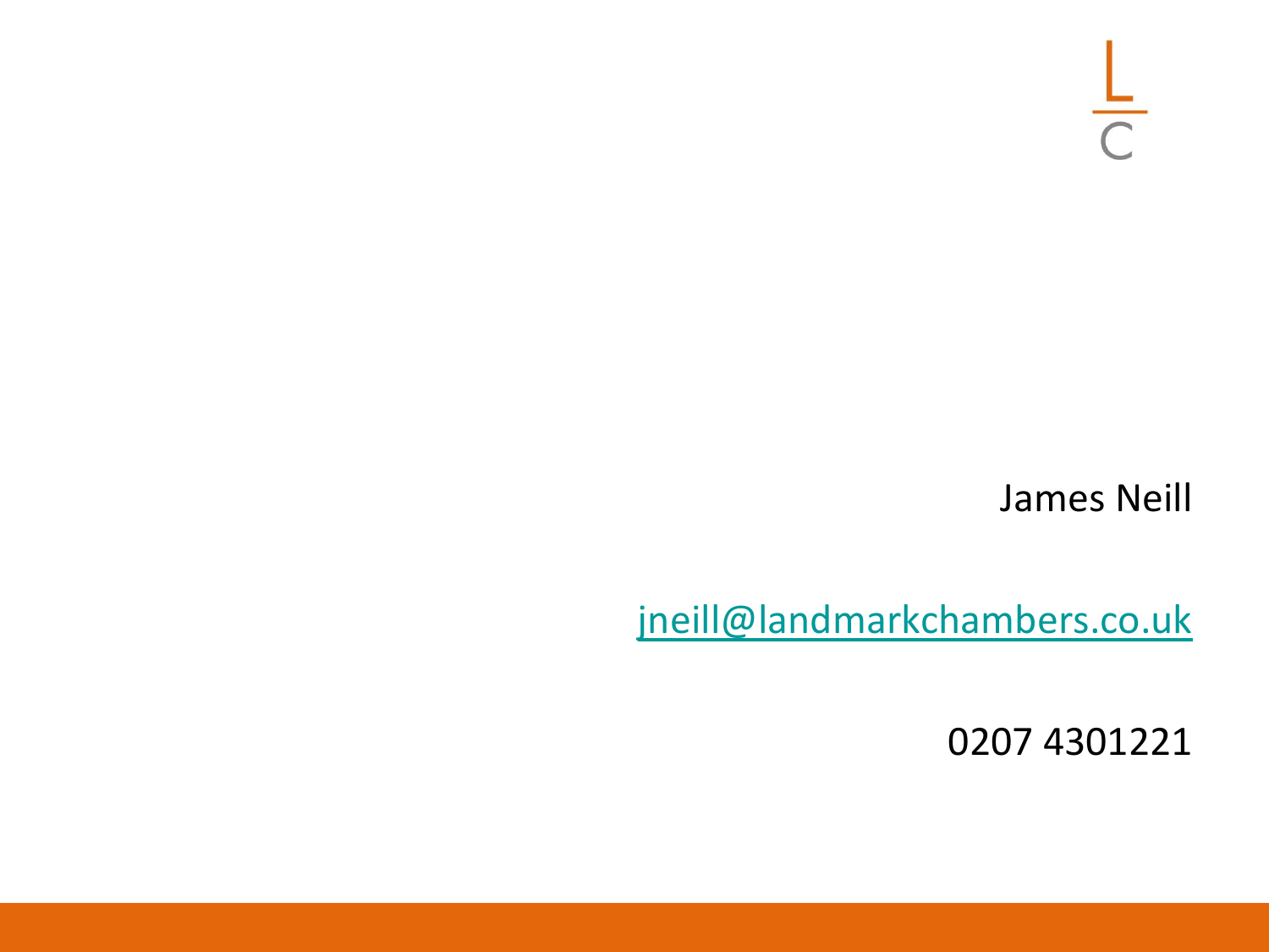James Neill

jneill@landmarkchambers.co.uk

0207 4301221